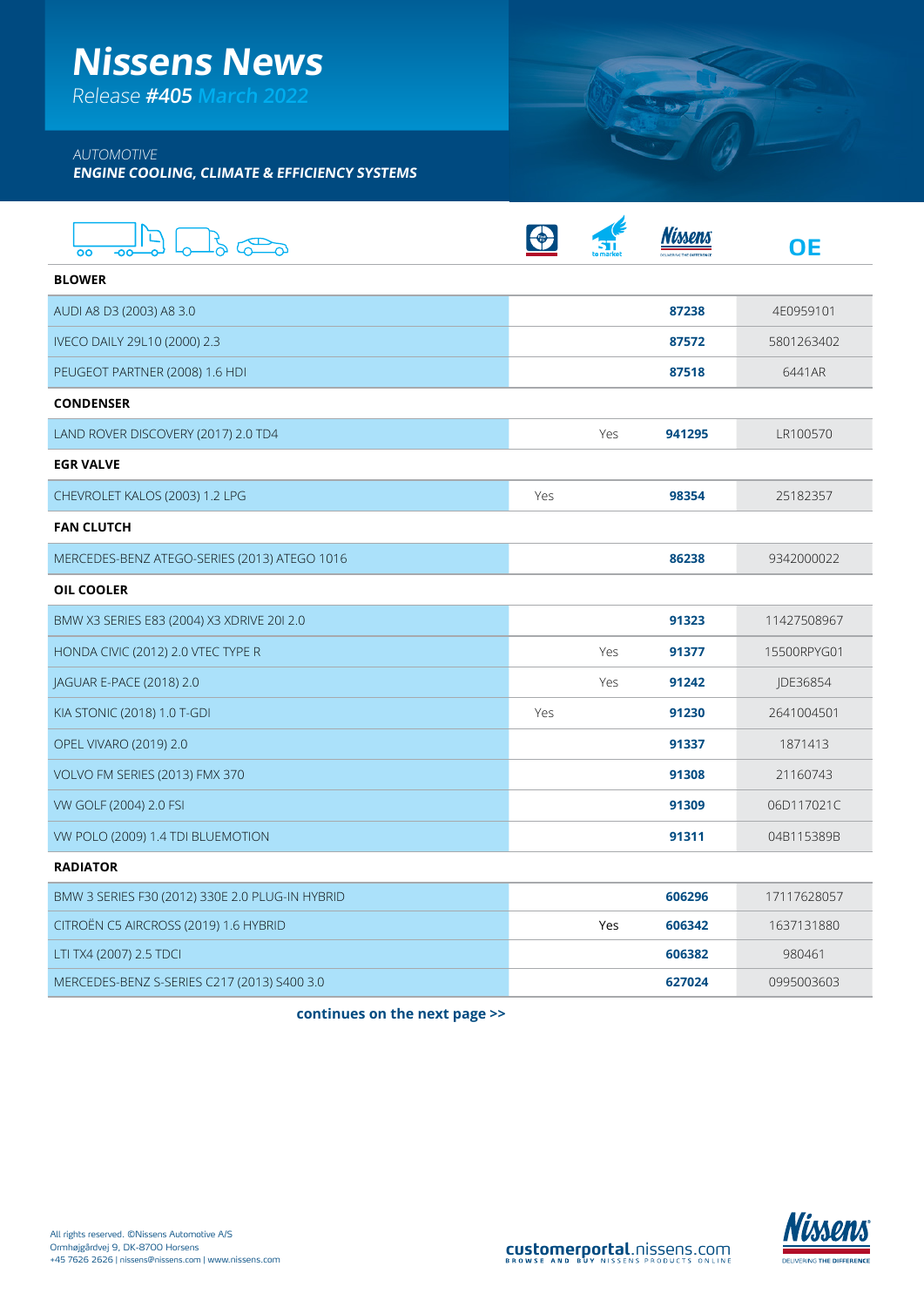# Nissens News

*Release **#405** March 2022*

*AUTOMOTIVE*

***ENGINE COOLING, CLIMATE & EFFICIENCY SYSTEMS***

| | | | Nissens | OE |
|---|---|---|---|---|
| **BLOWER** | | | | |
| AUDI A8 D3 (2003) A8 3.0 | | | **87238** | 4E0959101 |
| IVECO DAILY 29L10 (2000) 2.3 | | | **87572** | 5801263402 |
| PEUGEOT PARTNER (2008) 1.6 HDI | | | **87518** | 6441AR |
| **CONDENSER** | | | | |
| LAND ROVER DISCOVERY (2017) 2.0 TD4 | | Yes | **941295** | LR100570 |
| **EGR VALVE** | | | | |
| CHEVROLET KALOS (2003) 1.2 LPG | Yes | | **98354** | 25182357 |
| **FAN CLUTCH** | | | | |
| MERCEDES-BENZ ATEGO-SERIES (2013) ATEGO 1016 | | | **86238** | 9342000022 |
| **OIL COOLER** | | | | |
| BMW X3 SERIES E83 (2004) X3 XDRIVE 20I 2.0 | | | **91323** | 11427508967 |
| HONDA CIVIC (2012) 2.0 VTEC TYPE R | | Yes | **91377** | 15500RPYG01 |
| JAGUAR E-PACE (2018) 2.0 | | Yes | **91242** | JDE36854 |
| KIA STONIC (2018) 1.0 T-GDI | Yes | | **91230** | 2641004501 |
| OPEL VIVARO (2019) 2.0 | | | **91337** | 1871413 |
| VOLVO FM SERIES (2013) FMX 370 | | | **91308** | 21160743 |
| VW GOLF (2004) 2.0 FSI | | | **91309** | 06D117021C |
| VW POLO (2009) 1.4 TDI BLUEMOTION | | | **91311** | 04B115389B |
| **RADIATOR** | | | | |
| BMW 3 SERIES F30 (2012) 330E 2.0 PLUG-IN HYBRID | | | **606296** | 17117628057 |
| CITROËN C5 AIRCROSS (2019) 1.6 HYBRID | | Yes | **606342** | 1637131880 |
| LTI TX4 (2007) 2.5 TDCI | | | **606382** | 980461 |
| MERCEDES-BENZ S-SERIES C217 (2013) S400 3.0 | | | **627024** | 0995003603 |

**continues on the next page >>**

All rights reserved. ©Nissens Automotive A/S
Ormhøjgårdvej 9, DK-8700 Horsens
+45 7626 2626 | nissens@nissens.com | www.nissens.com

customerportal.nissens.com
BROWSE AND BUY NISSENS PRODUCTS ONLINE

Nissens DELIVERING THE DIFFERENCE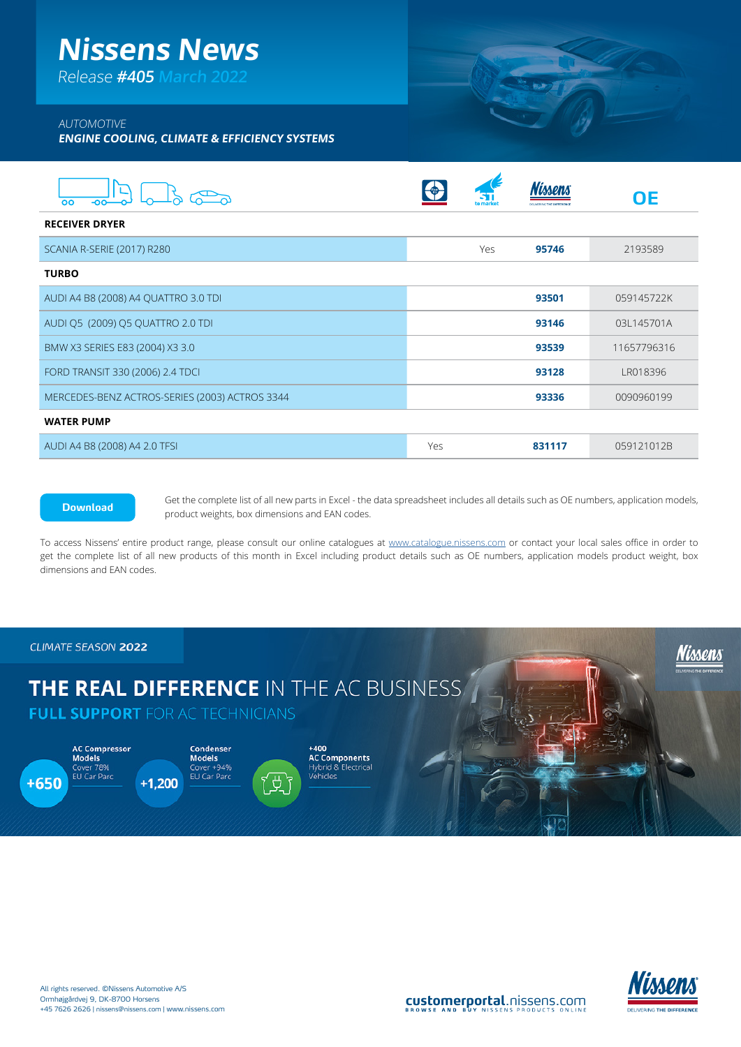# Nissens News

*Release* ***#405*** *March 2022*

*AUTOMOTIVE*

***ENGINE COOLING, CLIMATE & EFFICIENCY SYSTEMS***

| | | | Nissens | OE |
|---|---|---|---|---|
| **RECEIVER DRYER** | | | | |
| SCANIA R-SERIE (2017) R280 | | Yes | **95746** | 2193589 |
| **TURBO** | | | | |
| AUDI A4 B8 (2008) A4 QUATTRO 3.0 TDI | | | **93501** | 059145722K |
| AUDI Q5 (2009) Q5 QUATTRO 2.0 TDI | | | **93146** | 03L145701A |
| BMW X3 SERIES E83 (2004) X3 3.0 | | | **93539** | 11657796316 |
| FORD TRANSIT 330 (2006) 2.4 TDCI | | | **93128** | LR018396 |
| MERCEDES-BENZ ACTROS-SERIES (2003) ACTROS 3344 | | | **93336** | 0090960199 |
| **WATER PUMP** | | | | |
| AUDI A4 B8 (2008) A4 2.0 TFSI | Yes | | **831117** | 059121012B |

**Download**

Get the complete list of all new parts in Excel - the data spreadsheet includes all details such as OE numbers, application models, product weights, box dimensions and EAN codes.

To access Nissens' entire product range, please consult our online catalogues at www.catalogue.nissens.com or contact your local sales office in order to get the complete list of all new products of this month in Excel including product details such as OE numbers, application models product weight, box dimensions and EAN codes.

CLIMATE SEASON **2022**

## **THE REAL DIFFERENCE** IN THE AC BUSINESS

**FULL SUPPORT** FOR AC TECHNICIANS

**+650** **AC Compressor Models** Cover 78% EU Car Parc

**+1,200** **Condenser Models** Cover +94% EU Car Parc

**+400** **AC Components** Hybrid & Electrical Vehicles

All rights reserved. ©Nissens Automotive A/S
Ormhøjgårdvej 9, DK-8700 Horsens
+45 7626 2626 | nissens@nissens.com | www.nissens.com

**customerportal**.nissens.com
BROWSE AND BUY NISSENS PRODUCTS ONLINE